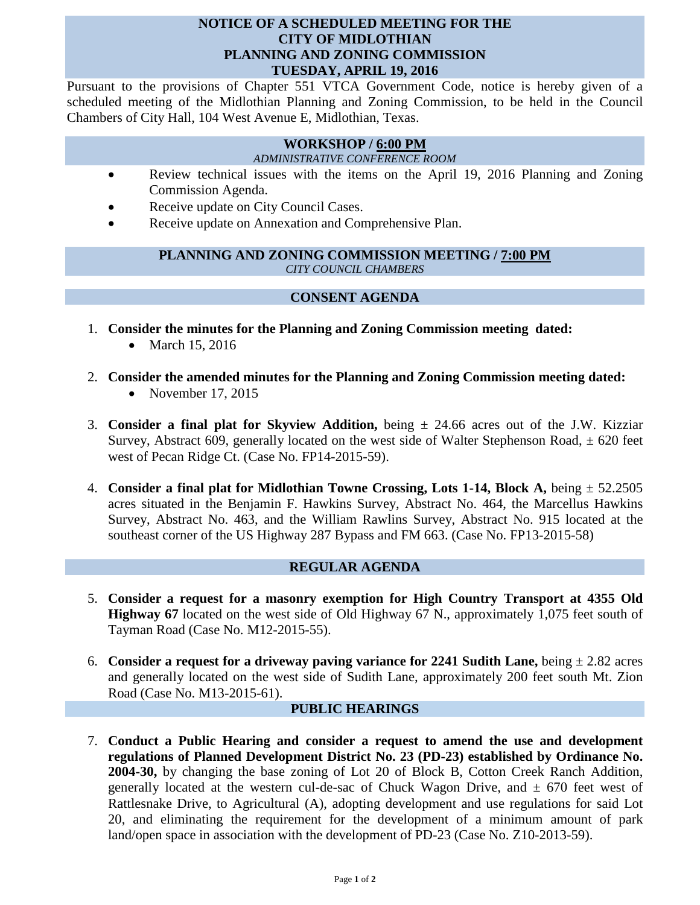# NOTICE OF A SCHEDULED MEETING FOR THE CITY OF MIDLOTHIAN PLANNING AND ZONING COMMISSION TUESDAY, APRIL 19, 2016

Pursuant to the provisions of Chapter 551 VTCA Government Code, notice is hereby given of a scheduled meeting of the Midlothian Planning and Zoning Commission, to be held in the Council Chambers of City Hall, 104 West Avenue E, Midlothian, Texas.

## WORKSHOP / 6:00 PM

*ADMINISTRATIVE CONFERENCE ROOM*

- Review technical issues with the items on the April 19, 2016 Planning and Zoning Commission Agenda.
- Receive update on City Council Cases.
- Receive update on Annexation and Comprehensive Plan.

## PLANNING AND ZONING COMMISSION MEETING / 7:00 PM

*CITY COUNCIL CHAMBERS*

## CONSENT AGENDA

1. **Consider the minutes for the Planning and Zoning Commission meeting dated:**
   - March 15, 2016

2. **Consider the amended minutes for the Planning and Zoning Commission meeting dated:**
   - November 17, 2015

3. **Consider a final plat for Skyview Addition,** being ± 24.66 acres out of the J.W. Kizziar Survey, Abstract 609, generally located on the west side of Walter Stephenson Road, ± 620 feet west of Pecan Ridge Ct. (Case No. FP14-2015-59).

4. **Consider a final plat for Midlothian Towne Crossing, Lots 1-14, Block A,** being ± 52.2505 acres situated in the Benjamin F. Hawkins Survey, Abstract No. 464, the Marcellus Hawkins Survey, Abstract No. 463, and the William Rawlins Survey, Abstract No. 915 located at the southeast corner of the US Highway 287 Bypass and FM 663. (Case No. FP13-2015-58)

## REGULAR AGENDA

5. **Consider a request for a masonry exemption for High Country Transport at 4355 Old Highway 67** located on the west side of Old Highway 67 N., approximately 1,075 feet south of Tayman Road (Case No. M12-2015-55).

6. **Consider a request for a driveway paving variance for 2241 Sudith Lane,** being ± 2.82 acres and generally located on the west side of Sudith Lane, approximately 200 feet south Mt. Zion Road (Case No. M13-2015-61).

## PUBLIC HEARINGS

7. **Conduct a Public Hearing and consider a request to amend the use and development regulations of Planned Development District No. 23 (PD-23) established by Ordinance No. 2004-30,** by changing the base zoning of Lot 20 of Block B, Cotton Creek Ranch Addition, generally located at the western cul-de-sac of Chuck Wagon Drive, and ± 670 feet west of Rattlesnake Drive, to Agricultural (A), adopting development and use regulations for said Lot 20, and eliminating the requirement for the development of a minimum amount of park land/open space in association with the development of PD-23 (Case No. Z10-2013-59).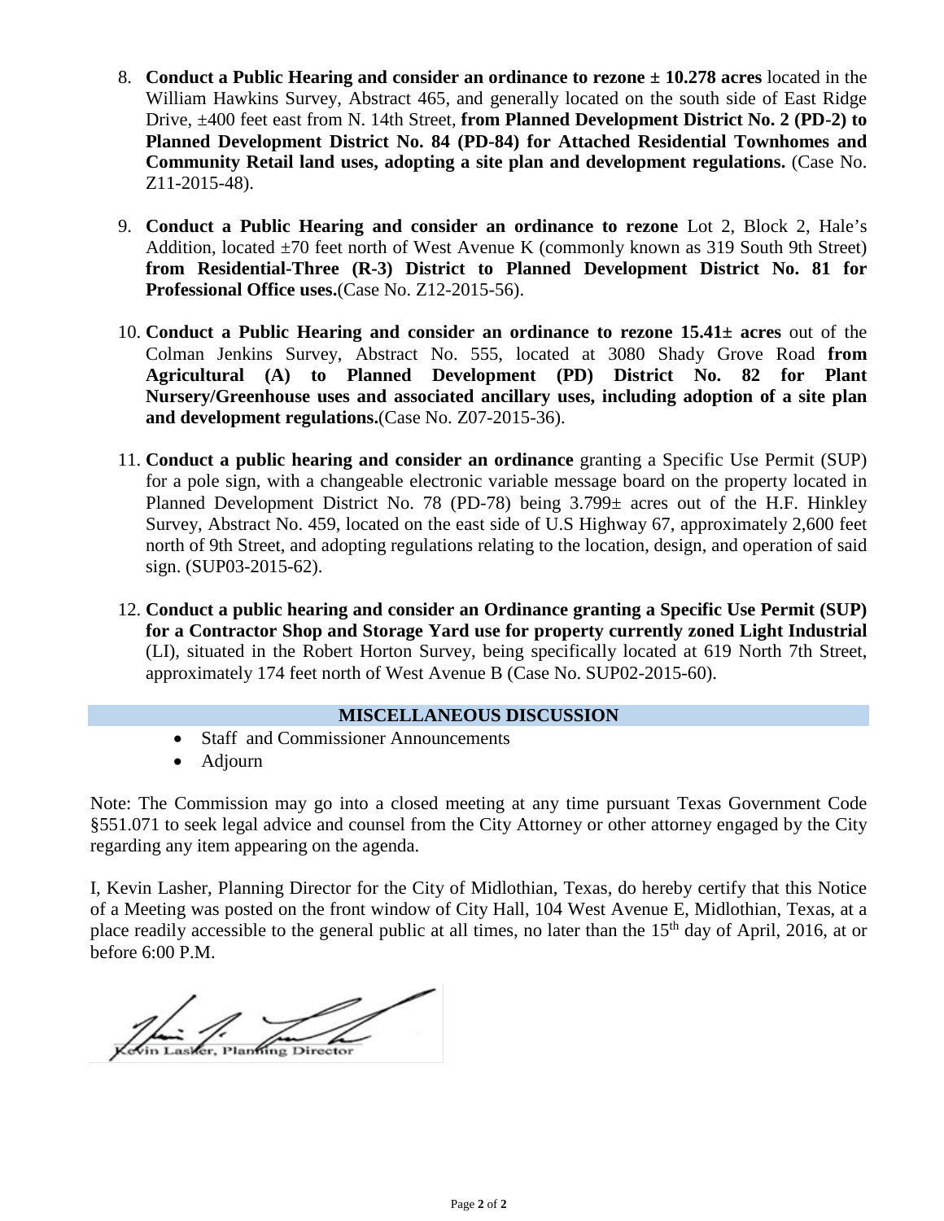8. **Conduct a Public Hearing and consider an ordinance to rezone ± 10.278 acres** located in the William Hawkins Survey, Abstract 465, and generally located on the south side of East Ridge Drive, ±400 feet east from N. 14th Street, **from Planned Development District No. 2 (PD-2) to Planned Development District No. 84 (PD-84) for Attached Residential Townhomes and Community Retail land uses, adopting a site plan and development regulations.** (Case No. Z11-2015-48).

9. **Conduct a Public Hearing and consider an ordinance to rezone** Lot 2, Block 2, Hale's Addition, located ±70 feet north of West Avenue K (commonly known as 319 South 9th Street) **from Residential-Three (R-3) District to Planned Development District No. 81 for Professional Office uses.**(Case No. Z12-2015-56).

10. **Conduct a Public Hearing and consider an ordinance to rezone 15.41± acres** out of the Colman Jenkins Survey, Abstract No. 555, located at 3080 Shady Grove Road **from Agricultural (A) to Planned Development (PD) District No. 82 for Plant Nursery/Greenhouse uses and associated ancillary uses, including adoption of a site plan and development regulations.**(Case No. Z07-2015-36).

11. **Conduct a public hearing and consider an ordinance** granting a Specific Use Permit (SUP) for a pole sign, with a changeable electronic variable message board on the property located in Planned Development District No. 78 (PD-78) being 3.799± acres out of the H.F. Hinkley Survey, Abstract No. 459, located on the east side of U.S Highway 67, approximately 2,600 feet north of 9th Street, and adopting regulations relating to the location, design, and operation of said sign. (SUP03-2015-62).

12. **Conduct a public hearing and consider an Ordinance granting a Specific Use Permit (SUP) for a Contractor Shop and Storage Yard use for property currently zoned Light Industrial** (LI), situated in the Robert Horton Survey, being specifically located at 619 North 7th Street, approximately 174 feet north of West Avenue B (Case No. SUP02-2015-60).

## MISCELLANEOUS DISCUSSION

- Staff and Commissioner Announcements
- Adjourn

Note: The Commission may go into a closed meeting at any time pursuant Texas Government Code §551.071 to seek legal advice and counsel from the City Attorney or other attorney engaged by the City regarding any item appearing on the agenda.

I, Kevin Lasher, Planning Director for the City of Midlothian, Texas, do hereby certify that this Notice of a Meeting was posted on the front window of City Hall, 104 West Avenue E, Midlothian, Texas, at a place readily accessible to the general public at all times, no later than the 15th day of April, 2016, at or before 6:00 P.M.

Kevin Lasher, Planning Director